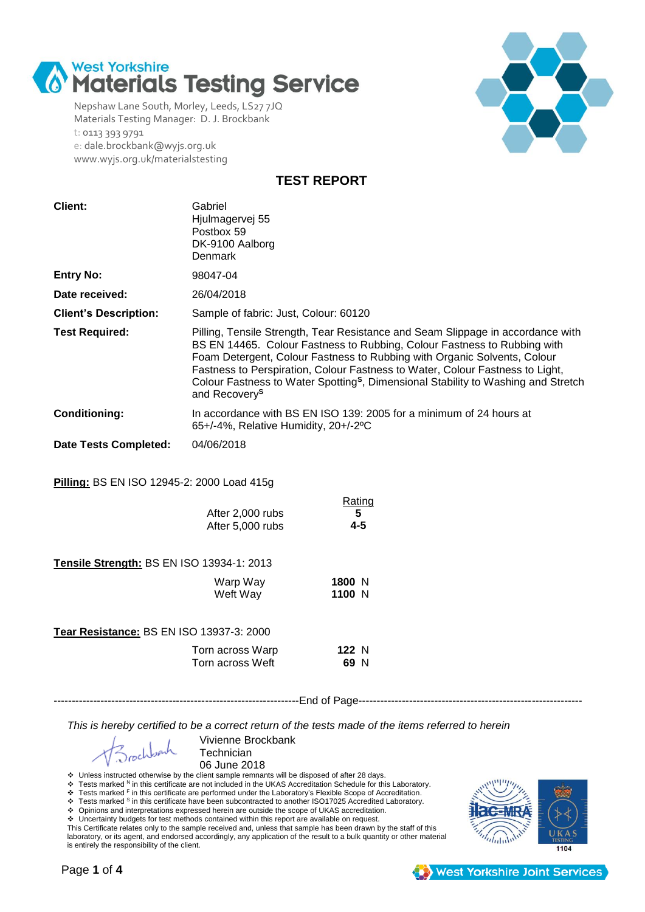# West Yorkshire Materials Testing Service

Nepshaw Lane South, Morley, Leeds, LS27 7JQ
Materials Testing Manager: D. J. Brockbank
t: 0113 393 9791
e: dale.brockbank@wyjs.org.uk
www.wyjs.org.uk/materialstesting

## TEST REPORT

| | |
|---|---|
| **Client:** | Gabriel<br>Hjulmagervej 55<br>Postbox 59<br>DK-9100 Aalborg<br>Denmark |
| **Entry No:** | 98047-04 |
| **Date received:** | 26/04/2018 |
| **Client's Description:** | Sample of fabric: Just, Colour: 60120 |
| **Test Required:** | Pilling, Tensile Strength, Tear Resistance and Seam Slippage in accordance with BS EN 14465. Colour Fastness to Rubbing, Colour Fastness to Rubbing with Foam Detergent, Colour Fastness to Rubbing with Organic Solvents, Colour Fastness to Perspiration, Colour Fastness to Water, Colour Fastness to Light, Colour Fastness to Water Spotting[S], Dimensional Stability to Washing and Stretch and Recovery[S] |
| **Conditioning:** | In accordance with BS EN ISO 139: 2005 for a minimum of 24 hours at 65+/-4%, Relative Humidity, 20+/-2ºC |
| **Date Tests Completed:** | 04/06/2018 |

**Pilling:** BS EN ISO 12945-2: 2000 Load 415g

| | Rating |
|---|---|
| After 2,000 rubs | **5** |
| After 5,000 rubs | **4-5** |

**Tensile Strength:** BS EN ISO 13934-1: 2013

| | |
|---|---|
| Warp Way | **1800** N |
| Weft Way | **1100** N |

**Tear Resistance:** BS EN ISO 13937-3: 2000

| | |
|---|---|
| Torn across Warp | **122** N |
| Torn across Weft | **69** N |

--------------------End of Page--------------------

*This is hereby certified to be a correct return of the tests made of the items referred to herein*

Vivienne Brockbank
Technician
06 June 2018

- Unless instructed otherwise by the client sample remnants will be disposed of after 28 days.
- Tests marked [N] in this certificate are not included in the UKAS Accreditation Schedule for this Laboratory.
- Tests marked [F] in this certificate are performed under the Laboratory's Flexible Scope of Accreditation.
- Tests marked [S] in this certificate have been subcontracted to another ISO17025 Accredited Laboratory.
- Opinions and interpretations expressed herein are outside the scope of UKAS accreditation.
- Uncertainty budgets for test methods contained within this report are available on request.

This Certificate relates only to the sample received and, unless that sample has been drawn by the staff of this laboratory, or its agent, and endorsed accordingly, any application of the result to a bulk quantity or other material is entirely the responsibility of the client.

UKAS TESTING 1104

West Yorkshire Joint Services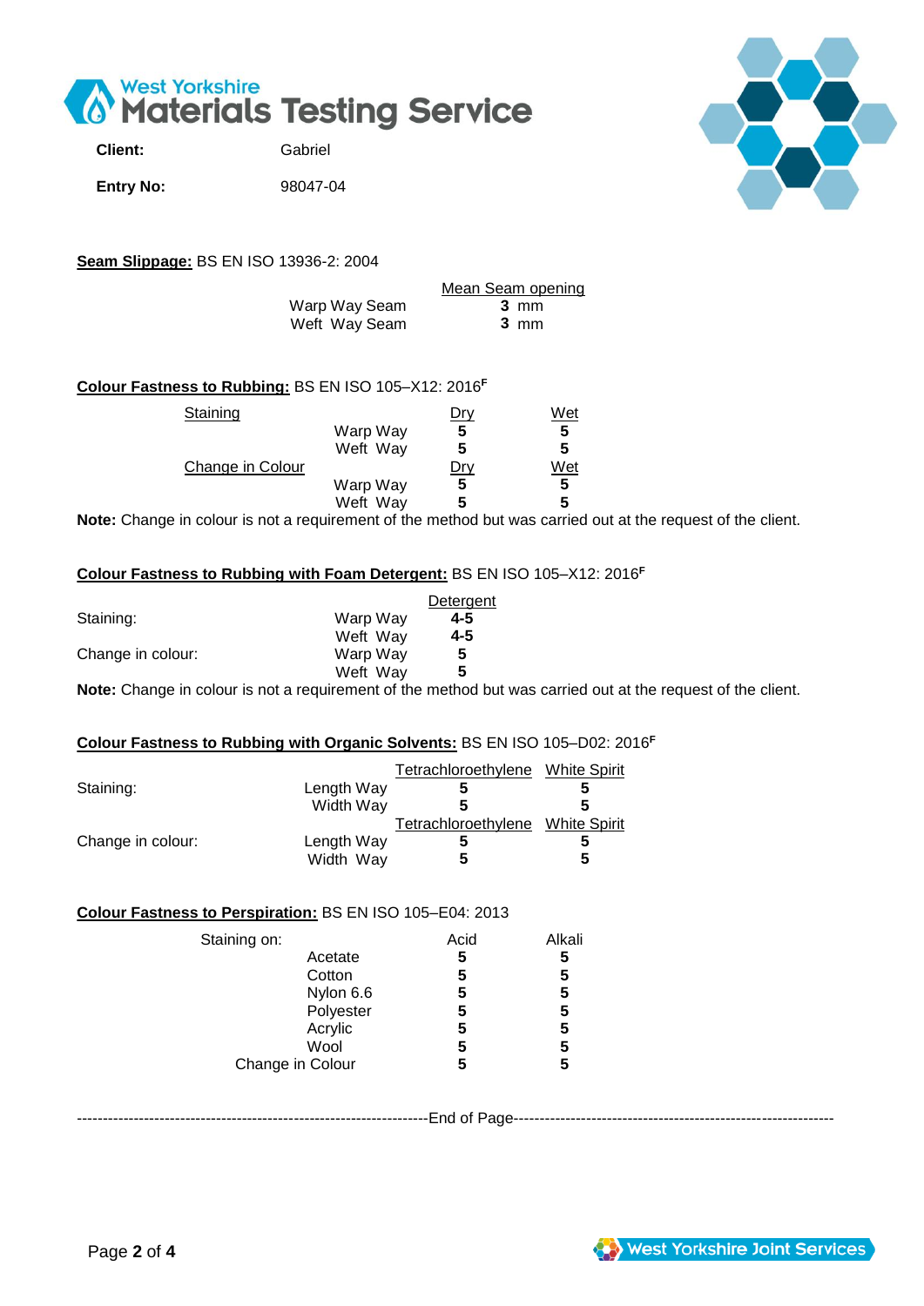West Yorkshire
# Materials Testing Service

**Client:** Gabriel

**Entry No:** 98047-04

**Seam Slippage:** BS EN ISO 13936-2: 2004

| | Mean Seam opening |
|---|---|
| Warp Way Seam | **3** mm |
| Weft Way Seam | **3** mm |

**Colour Fastness to Rubbing:** BS EN ISO 105–X12: 2016[F]

| Staining | | Dry | Wet |
|---|---|---|---|
| | Warp Way | **5** | **5** |
| | Weft Way | **5** | **5** |
| **Change in Colour** | | **Dry** | **Wet** |
| | Warp Way | **5** | **5** |
| | Weft Way | **5** | **5** |

**Note:** Change in colour is not a requirement of the method but was carried out at the request of the client.

**Colour Fastness to Rubbing with Foam Detergent:** BS EN ISO 105–X12: 2016[F]

| | | Detergent |
|---|---|---|
| Staining: | Warp Way | **4-5** |
| | Weft Way | **4-5** |
| Change in colour: | Warp Way | **5** |
| | Weft Way | **5** |

**Note:** Change in colour is not a requirement of the method but was carried out at the request of the client.

**Colour Fastness to Rubbing with Organic Solvents:** BS EN ISO 105–D02: 2016[F]

| | | Tetrachloroethylene | White Spirit |
|---|---|---|---|
| Staining: | Length Way | **5** | **5** |
| | Width Way | **5** | **5** |
| | | **Tetrachloroethylene** | **White Spirit** |
| Change in colour: | Length Way | **5** | **5** |
| | Width Way | **5** | **5** |

**Colour Fastness to Perspiration:** BS EN ISO 105–E04: 2013

| Staining on: | Acid | Alkali |
|---|---|---|
| Acetate | **5** | **5** |
| Cotton | **5** | **5** |
| Nylon 6.6 | **5** | **5** |
| Polyester | **5** | **5** |
| Acrylic | **5** | **5** |
| Wool | **5** | **5** |
| Change in Colour | **5** | **5** |

---End of Page---

West Yorkshire Joint Services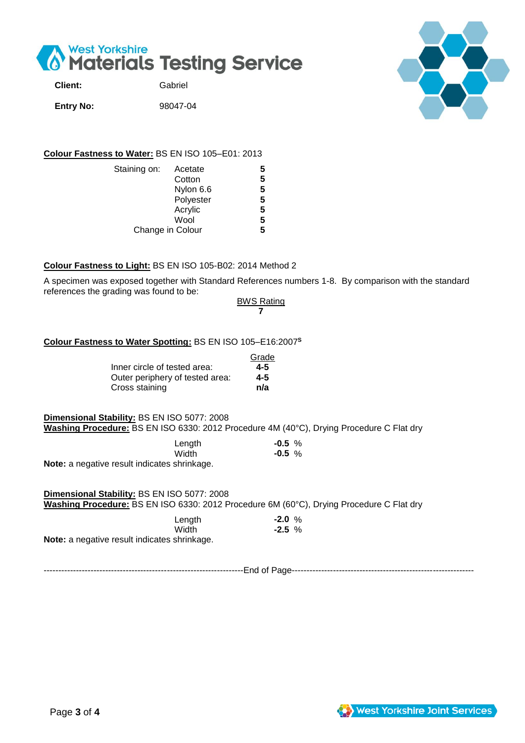West Yorkshire
# Materials Testing Service

**Client:** Gabriel

**Entry No:** 98047-04

**Colour Fastness to Water:** BS EN ISO 105–E01: 2013

| Staining on: | | |
|---|---|---|
| | Acetate | **5** |
| | Cotton | **5** |
| | Nylon 6.6 | **5** |
| | Polyester | **5** |
| | Acrylic | **5** |
| | Wool | **5** |
| Change in Colour | | **5** |

**Colour Fastness to Light:** BS EN ISO 105-B02: 2014 Method 2

A specimen was exposed together with Standard References numbers 1-8. By comparison with the standard references the grading was found to be:

| BWS Rating |
|---|
| **7** |

**Colour Fastness to Water Spotting:** BS EN ISO 105–E16:2007[S]

| | Grade |
|---|---|
| Inner circle of tested area: | **4-5** |
| Outer periphery of tested area: | **4-5** |
| Cross staining | **n/a** |

**Dimensional Stability:** BS EN ISO 5077: 2008
**Washing Procedure:** BS EN ISO 6330: 2012 Procedure 4M (40°C), Drying Procedure C Flat dry

| | |
|---|---|
| Length | **-0.5** % |
| Width | **-0.5** % |

**Note:** a negative result indicates shrinkage.

**Dimensional Stability:** BS EN ISO 5077: 2008
**Washing Procedure:** BS EN ISO 6330: 2012 Procedure 6M (60°C), Drying Procedure C Flat dry

| | |
|---|---|
| Length | **-2.0** % |
| Width | **-2.5** % |

**Note:** a negative result indicates shrinkage.

---------------------------------------------------------------------End of Page---------------------------------------------------------------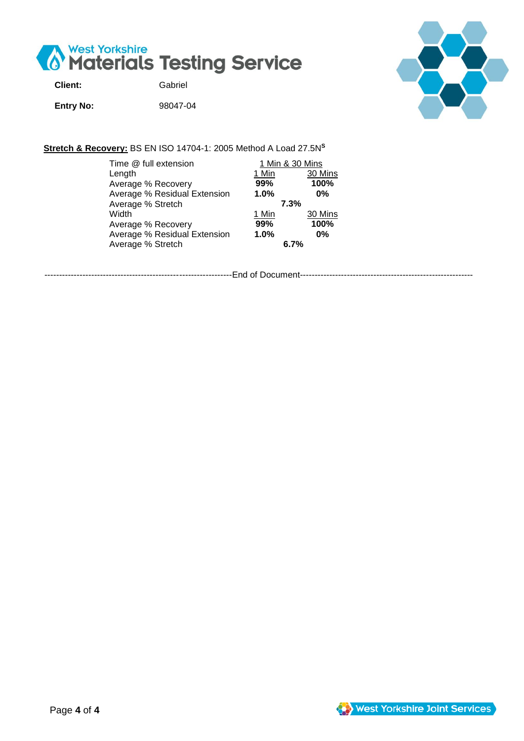West Yorkshire
# Materials Testing Service

**Client:** Gabriel

**Entry No:** 98047-04

**Stretch & Recovery:** BS EN ISO 14704-1: 2005 Method A Load 27.5N[S]

| | | |
|---|---|---|
| Time @ full extension | 1 Min & 30 Mins | |
| Length | 1 Min | 30 Mins |
| Average % Recovery | **99%** | **100%** |
| Average % Residual Extension | **1.0%** | **0%** |
| Average % Stretch | **7.3%** | |
| Width | 1 Min | 30 Mins |
| Average % Recovery | **99%** | **100%** |
| Average % Residual Extension | **1.0%** | **0%** |
| Average % Stretch | **6.7%** | |

----------------------------------------------------------------End of Document----------------------------------------------------------